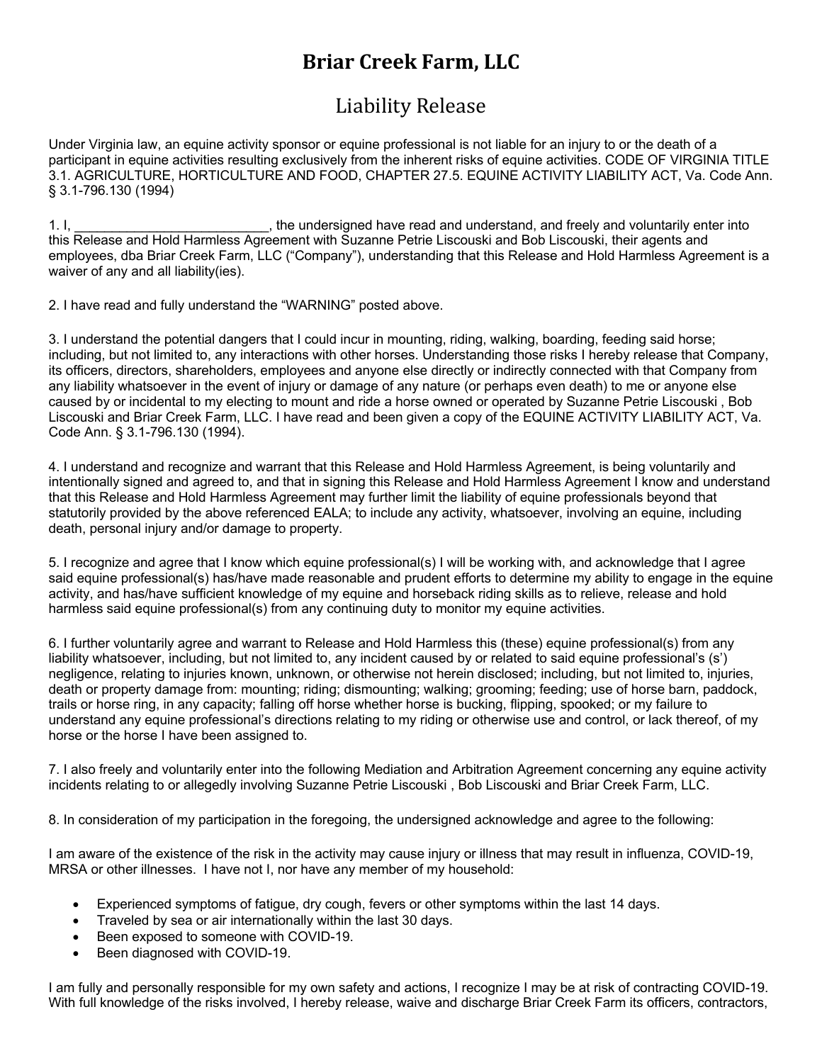# Briar Creek Farm, LLC

## Liability Release

Under Virginia law, an equine activity sponsor or equine professional is not liable for an injury to or the death of a participant in equine activities resulting exclusively from the inherent risks of equine activities. CODE OF VIRGINIA TITLE 3.1. AGRICULTURE, HORTICULTURE AND FOOD, CHAPTER 27.5. EQUINE ACTIVITY LIABILITY ACT, Va. Code Ann. § 3.1-796.130 (1994)

1. I, __________________________, the undersigned have read and understand, and freely and voluntarily enter into this Release and Hold Harmless Agreement with Suzanne Petrie Liscouski and Bob Liscouski, their agents and employees, dba Briar Creek Farm, LLC ("Company"), understanding that this Release and Hold Harmless Agreement is a waiver of any and all liability(ies).

2. I have read and fully understand the "WARNING" posted above.

3. I understand the potential dangers that I could incur in mounting, riding, walking, boarding, feeding said horse; including, but not limited to, any interactions with other horses. Understanding those risks I hereby release that Company, its officers, directors, shareholders, employees and anyone else directly or indirectly connected with that Company from any liability whatsoever in the event of injury or damage of any nature (or perhaps even death) to me or anyone else caused by or incidental to my electing to mount and ride a horse owned or operated by Suzanne Petrie Liscouski , Bob Liscouski and Briar Creek Farm, LLC. I have read and been given a copy of the EQUINE ACTIVITY LIABILITY ACT, Va. Code Ann. § 3.1-796.130 (1994).

4. I understand and recognize and warrant that this Release and Hold Harmless Agreement, is being voluntarily and intentionally signed and agreed to, and that in signing this Release and Hold Harmless Agreement I know and understand that this Release and Hold Harmless Agreement may further limit the liability of equine professionals beyond that statutorily provided by the above referenced EALA; to include any activity, whatsoever, involving an equine, including death, personal injury and/or damage to property.

5. I recognize and agree that I know which equine professional(s) I will be working with, and acknowledge that I agree said equine professional(s) has/have made reasonable and prudent efforts to determine my ability to engage in the equine activity, and has/have sufficient knowledge of my equine and horseback riding skills as to relieve, release and hold harmless said equine professional(s) from any continuing duty to monitor my equine activities.

6. I further voluntarily agree and warrant to Release and Hold Harmless this (these) equine professional(s) from any liability whatsoever, including, but not limited to, any incident caused by or related to said equine professional's (s') negligence, relating to injuries known, unknown, or otherwise not herein disclosed; including, but not limited to, injuries, death or property damage from: mounting; riding; dismounting; walking; grooming; feeding; use of horse barn, paddock, trails or horse ring, in any capacity; falling off horse whether horse is bucking, flipping, spooked; or my failure to understand any equine professional's directions relating to my riding or otherwise use and control, or lack thereof, of my horse or the horse I have been assigned to.

7. I also freely and voluntarily enter into the following Mediation and Arbitration Agreement concerning any equine activity incidents relating to or allegedly involving Suzanne Petrie Liscouski , Bob Liscouski and Briar Creek Farm, LLC.

8. In consideration of my participation in the foregoing, the undersigned acknowledge and agree to the following:

I am aware of the existence of the risk in the activity may cause injury or illness that may result in influenza, COVID-19, MRSA or other illnesses. I have not I, nor have any member of my household:

- Experienced symptoms of fatigue, dry cough, fevers or other symptoms within the last 14 days.
- Traveled by sea or air internationally within the last 30 days.
- Been exposed to someone with COVID-19.
- Been diagnosed with COVID-19.

I am fully and personally responsible for my own safety and actions, I recognize I may be at risk of contracting COVID-19. With full knowledge of the risks involved, I hereby release, waive and discharge Briar Creek Farm its officers, contractors,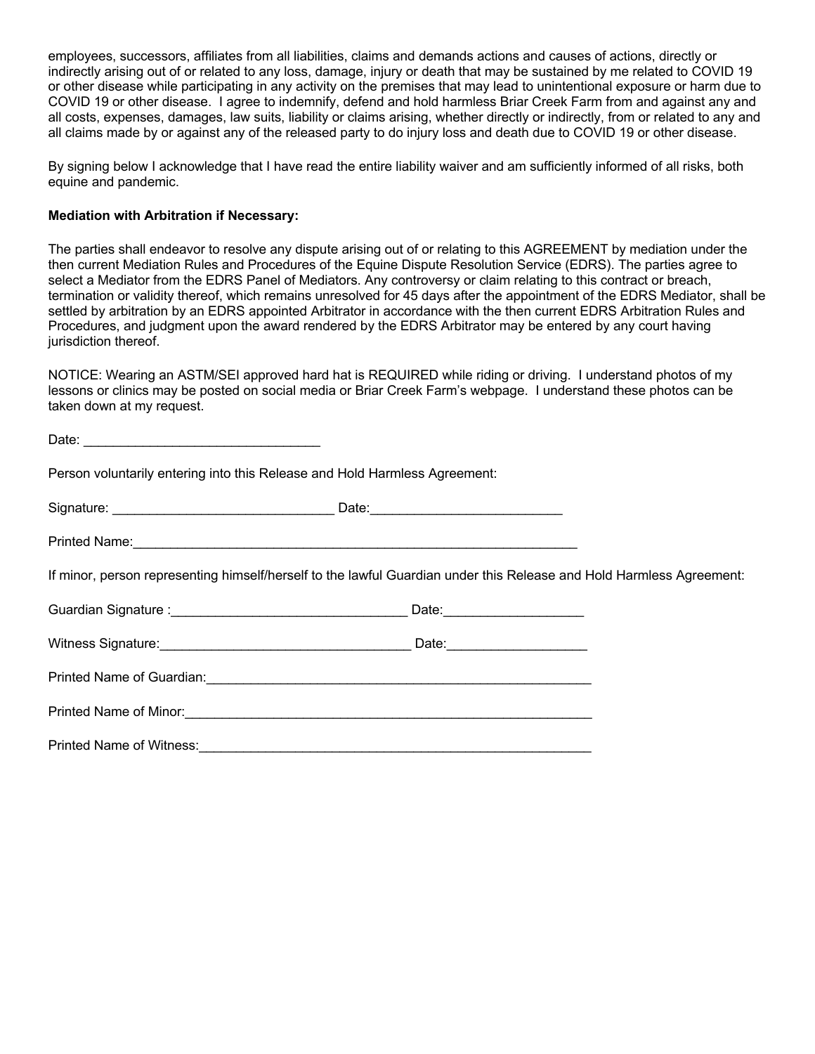employees, successors, affiliates from all liabilities, claims and demands actions and causes of actions, directly or indirectly arising out of or related to any loss, damage, injury or death that may be sustained by me related to COVID 19 or other disease while participating in any activity on the premises that may lead to unintentional exposure or harm due to COVID 19 or other disease. I agree to indemnify, defend and hold harmless Briar Creek Farm from and against any and all costs, expenses, damages, law suits, liability or claims arising, whether directly or indirectly, from or related to any and all claims made by or against any of the released party to do injury loss and death due to COVID 19 or other disease.

By signing below I acknowledge that I have read the entire liability waiver and am sufficiently informed of all risks, both equine and pandemic.

**Mediation with Arbitration if Necessary:**

The parties shall endeavor to resolve any dispute arising out of or relating to this AGREEMENT by mediation under the then current Mediation Rules and Procedures of the Equine Dispute Resolution Service (EDRS). The parties agree to select a Mediator from the EDRS Panel of Mediators. Any controversy or claim relating to this contract or breach, termination or validity thereof, which remains unresolved for 45 days after the appointment of the EDRS Mediator, shall be settled by arbitration by an EDRS appointed Arbitrator in accordance with the then current EDRS Arbitration Rules and Procedures, and judgment upon the award rendered by the EDRS Arbitrator may be entered by any court having jurisdiction thereof.

NOTICE: Wearing an ASTM/SEI approved hard hat is REQUIRED while riding or driving. I understand photos of my lessons or clinics may be posted on social media or Briar Creek Farm's webpage. I understand these photos can be taken down at my request.

Date: ________________________________

Person voluntarily entering into this Release and Hold Harmless Agreement:

Signature: ______________________________ Date:__________________________

Printed Name:______________________________________________________________

If minor, person representing himself/herself to the lawful Guardian under this Release and Hold Harmless Agreement:

Guardian Signature :________________________________ Date:___________________

Witness Signature:__________________________________ Date:___________________

Printed Name of Guardian:_____________________________________________________

Printed Name of Minor:________________________________________________________

Printed Name of Witness:______________________________________________________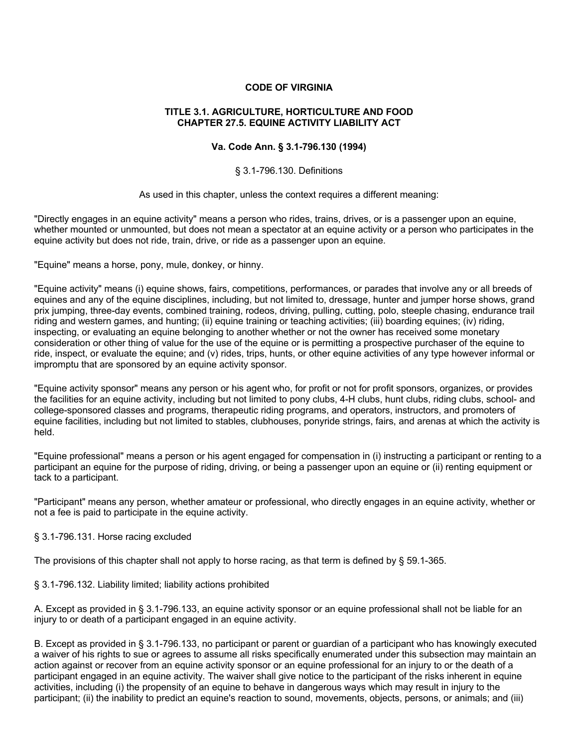**CODE OF VIRGINIA**

**TITLE 3.1. AGRICULTURE, HORTICULTURE AND FOOD**
**CHAPTER 27.5. EQUINE ACTIVITY LIABILITY ACT**

**Va. Code Ann. § 3.1-796.130 (1994)**

§ 3.1-796.130. Definitions

As used in this chapter, unless the context requires a different meaning:

"Directly engages in an equine activity" means a person who rides, trains, drives, or is a passenger upon an equine, whether mounted or unmounted, but does not mean a spectator at an equine activity or a person who participates in the equine activity but does not ride, train, drive, or ride as a passenger upon an equine.

"Equine" means a horse, pony, mule, donkey, or hinny.

"Equine activity" means (i) equine shows, fairs, competitions, performances, or parades that involve any or all breeds of equines and any of the equine disciplines, including, but not limited to, dressage, hunter and jumper horse shows, grand prix jumping, three-day events, combined training, rodeos, driving, pulling, cutting, polo, steeple chasing, endurance trail riding and western games, and hunting; (ii) equine training or teaching activities; (iii) boarding equines; (iv) riding, inspecting, or evaluating an equine belonging to another whether or not the owner has received some monetary consideration or other thing of value for the use of the equine or is permitting a prospective purchaser of the equine to ride, inspect, or evaluate the equine; and (v) rides, trips, hunts, or other equine activities of any type however informal or impromptu that are sponsored by an equine activity sponsor.

"Equine activity sponsor" means any person or his agent who, for profit or not for profit sponsors, organizes, or provides the facilities for an equine activity, including but not limited to pony clubs, 4-H clubs, hunt clubs, riding clubs, school- and college-sponsored classes and programs, therapeutic riding programs, and operators, instructors, and promoters of equine facilities, including but not limited to stables, clubhouses, ponyride strings, fairs, and arenas at which the activity is held.

"Equine professional" means a person or his agent engaged for compensation in (i) instructing a participant or renting to a participant an equine for the purpose of riding, driving, or being a passenger upon an equine or (ii) renting equipment or tack to a participant.

"Participant" means any person, whether amateur or professional, who directly engages in an equine activity, whether or not a fee is paid to participate in the equine activity.

§ 3.1-796.131. Horse racing excluded

The provisions of this chapter shall not apply to horse racing, as that term is defined by § 59.1-365.

§ 3.1-796.132. Liability limited; liability actions prohibited

A. Except as provided in § 3.1-796.133, an equine activity sponsor or an equine professional shall not be liable for an injury to or death of a participant engaged in an equine activity.

B. Except as provided in § 3.1-796.133, no participant or parent or guardian of a participant who has knowingly executed a waiver of his rights to sue or agrees to assume all risks specifically enumerated under this subsection may maintain an action against or recover from an equine activity sponsor or an equine professional for an injury to or the death of a participant engaged in an equine activity. The waiver shall give notice to the participant of the risks inherent in equine activities, including (i) the propensity of an equine to behave in dangerous ways which may result in injury to the participant; (ii) the inability to predict an equine's reaction to sound, movements, objects, persons, or animals; and (iii)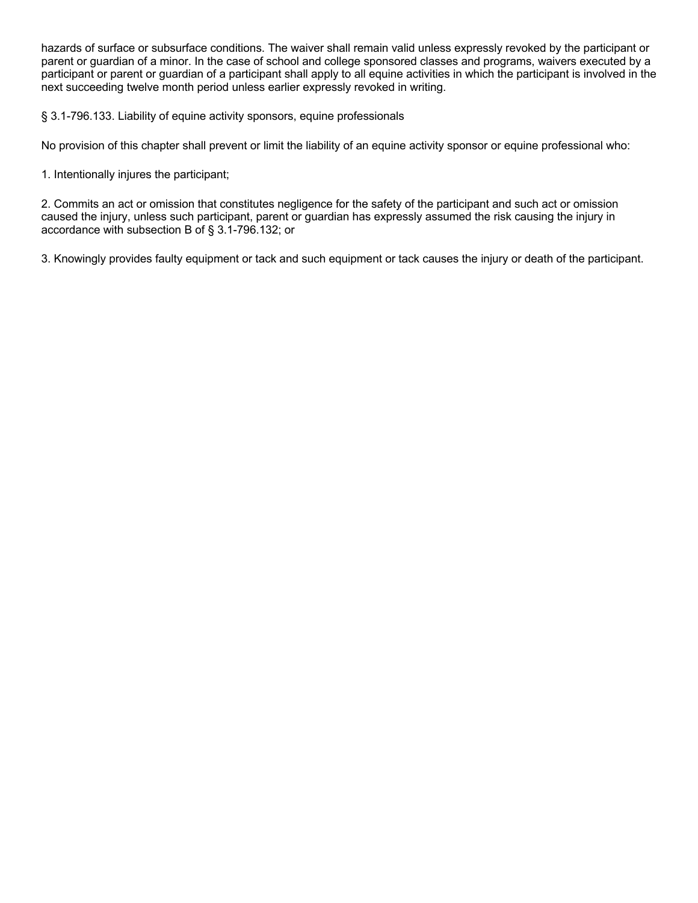hazards of surface or subsurface conditions. The waiver shall remain valid unless expressly revoked by the participant or parent or guardian of a minor. In the case of school and college sponsored classes and programs, waivers executed by a participant or parent or guardian of a participant shall apply to all equine activities in which the participant is involved in the next succeeding twelve month period unless earlier expressly revoked in writing.

§ 3.1-796.133. Liability of equine activity sponsors, equine professionals

No provision of this chapter shall prevent or limit the liability of an equine activity sponsor or equine professional who:

1. Intentionally injures the participant;

2. Commits an act or omission that constitutes negligence for the safety of the participant and such act or omission caused the injury, unless such participant, parent or guardian has expressly assumed the risk causing the injury in accordance with subsection B of § 3.1-796.132; or

3. Knowingly provides faulty equipment or tack and such equipment or tack causes the injury or death of the participant.